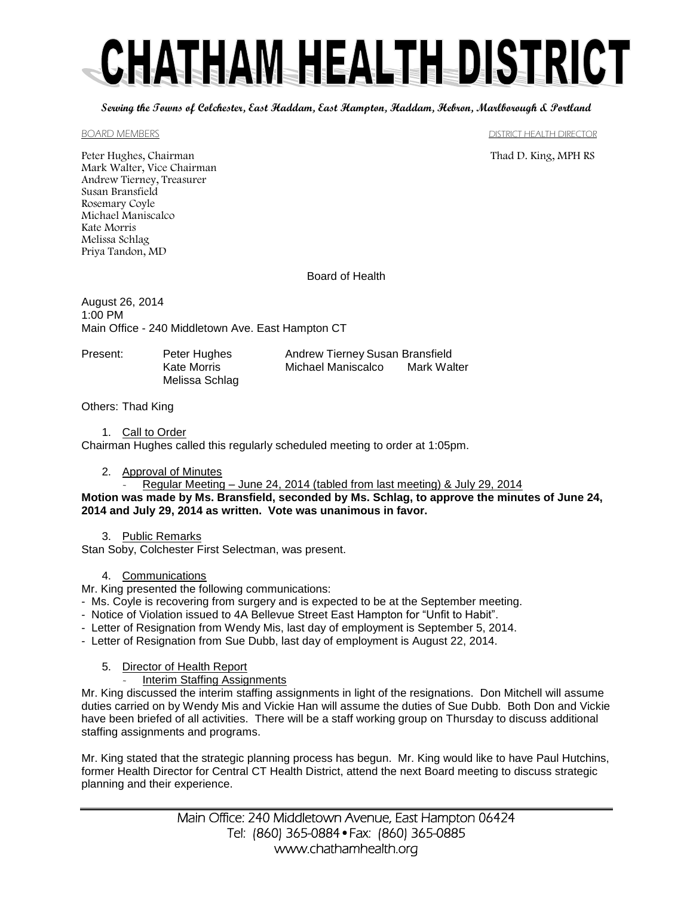# CHATHAM HEALTH DISTRICT

**Serving the Towns of Colchester, East Haddam, East Hampton, Haddam, Hebron, Marlborough & Portland**

BOARD MEMBERS

Peter Hughes, Chairman
Mark Walter, Vice Chairman
Andrew Tierney, Treasurer
Susan Bransfield
Rosemary Coyle
Michael Maniscalco
Kate Morris
Melissa Schlag
Priya Tandon, MD

DISTRICT HEALTH DIRECTOR

Thad D. King, MPH RS

Board of Health

August 26, 2014
1:00 PM
Main Office - 240 Middletown Ave. East Hampton CT

| | | | |
|---|---|---|---|
| Present: | Peter Hughes | Andrew Tierney | Susan Bransfield |
| | Kate Morris | Michael Maniscalco | Mark Walter |
| | Melissa Schlag | | |

Others: Thad King

1. Call to Order

Chairman Hughes called this regularly scheduled meeting to order at 1:05pm.

2. Approval of Minutes
   - Regular Meeting – June 24, 2014 (tabled from last meeting) & July 29, 2014

**Motion was made by Ms. Bransfield, seconded by Ms. Schlag, to approve the minutes of June 24, 2014 and July 29, 2014 as written. Vote was unanimous in favor.**

3. Public Remarks

Stan Soby, Colchester First Selectman, was present.

4. Communications

Mr. King presented the following communications:

- Ms. Coyle is recovering from surgery and is expected to be at the September meeting.
- Notice of Violation issued to 4A Bellevue Street East Hampton for "Unfit to Habit".
- Letter of Resignation from Wendy Mis, last day of employment is September 5, 2014.
- Letter of Resignation from Sue Dubb, last day of employment is August 22, 2014.

5. Director of Health Report
   - Interim Staffing Assignments

Mr. King discussed the interim staffing assignments in light of the resignations. Don Mitchell will assume duties carried on by Wendy Mis and Vickie Han will assume the duties of Sue Dubb. Both Don and Vickie have been briefed of all activities. There will be a staff working group on Thursday to discuss additional staffing assignments and programs.

Mr. King stated that the strategic planning process has begun. Mr. King would like to have Paul Hutchins, former Health Director for Central CT Health District, attend the next Board meeting to discuss strategic planning and their experience.

Main Office: 240 Middletown Avenue, East Hampton 06424
Tel: (860) 365-0884 • Fax: (860) 365-0885
www.chathamhealth.org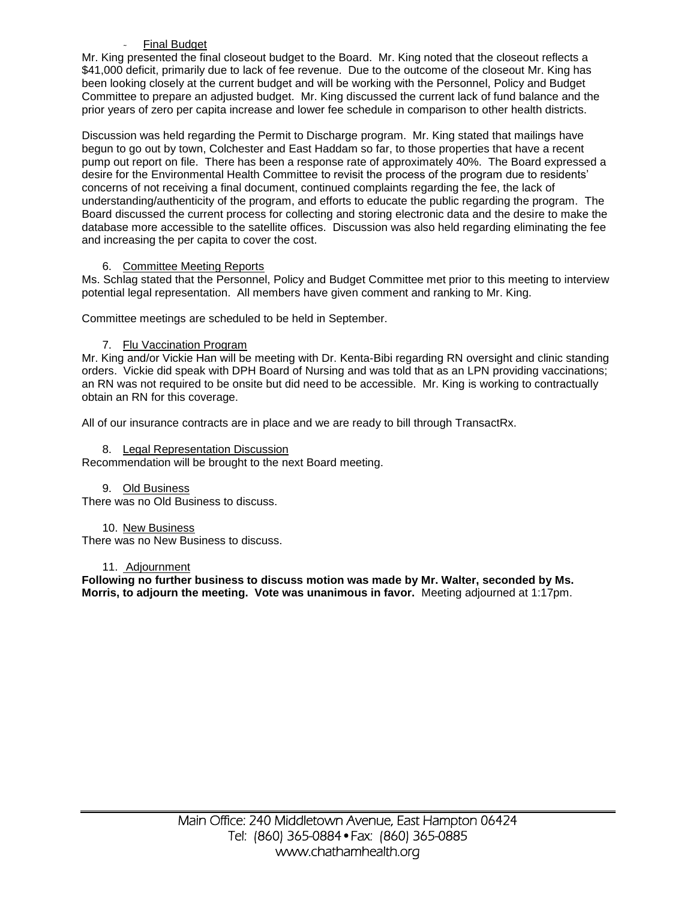- Final Budget

Mr. King presented the final closeout budget to the Board. Mr. King noted that the closeout reflects a $41,000 deficit, primarily due to lack of fee revenue. Due to the outcome of the closeout Mr. King has been looking closely at the current budget and will be working with the Personnel, Policy and Budget Committee to prepare an adjusted budget. Mr. King discussed the current lack of fund balance and the prior years of zero per capita increase and lower fee schedule in comparison to other health districts.

Discussion was held regarding the Permit to Discharge program. Mr. King stated that mailings have begun to go out by town, Colchester and East Haddam so far, to those properties that have a recent pump out report on file. There has been a response rate of approximately 40%. The Board expressed a desire for the Environmental Health Committee to revisit the process of the program due to residents' concerns of not receiving a final document, continued complaints regarding the fee, the lack of understanding/authenticity of the program, and efforts to educate the public regarding the program. The Board discussed the current process for collecting and storing electronic data and the desire to make the database more accessible to the satellite offices. Discussion was also held regarding eliminating the fee and increasing the per capita to cover the cost.

6. Committee Meeting Reports

Ms. Schlag stated that the Personnel, Policy and Budget Committee met prior to this meeting to interview potential legal representation. All members have given comment and ranking to Mr. King.

Committee meetings are scheduled to be held in September.

7. Flu Vaccination Program

Mr. King and/or Vickie Han will be meeting with Dr. Kenta-Bibi regarding RN oversight and clinic standing orders. Vickie did speak with DPH Board of Nursing and was told that as an LPN providing vaccinations; an RN was not required to be onsite but did need to be accessible. Mr. King is working to contractually obtain an RN for this coverage.

All of our insurance contracts are in place and we are ready to bill through TransactRx.

8. Legal Representation Discussion

Recommendation will be brought to the next Board meeting.

9. Old Business

There was no Old Business to discuss.

10. New Business

There was no New Business to discuss.

11. Adjournment

**Following no further business to discuss motion was made by Mr. Walter, seconded by Ms. Morris, to adjourn the meeting. Vote was unanimous in favor.** Meeting adjourned at 1:17pm.

Main Office: 240 Middletown Avenue, East Hampton 06424
Tel: (860) 365-0884 • Fax: (860) 365-0885
www.chathamhealth.org